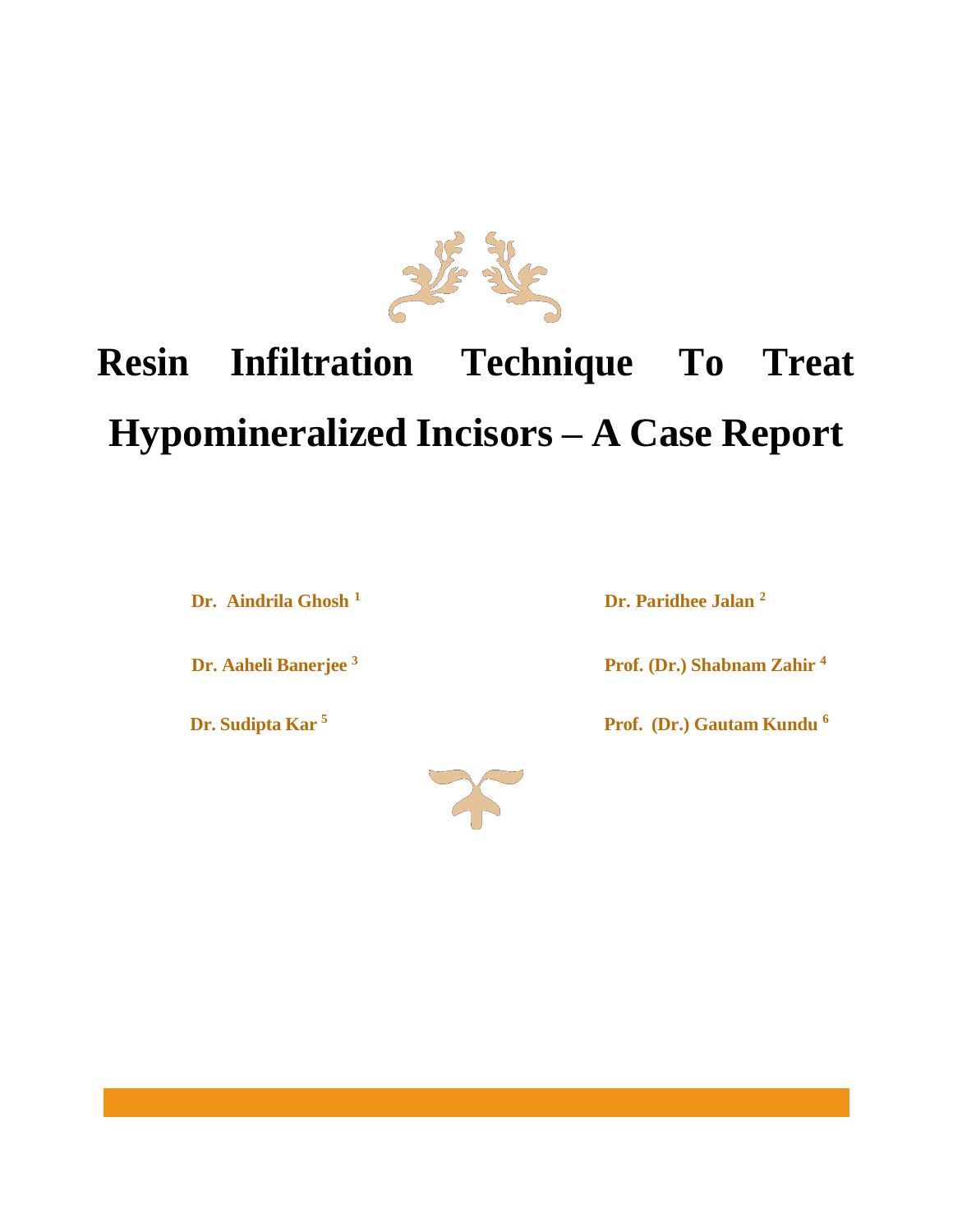# Resin Infiltration Technique To Treat Hypomineralized Incisors – A Case Report

**Dr. Aindrila Ghosh [1]**

**Dr. Paridhee Jalan [2]**

**Dr. Aaheli Banerjee [3]**

**Prof. (Dr.) Shabnam Zahir [4]**

**Dr. Sudipta Kar [5]**

**Prof. (Dr.) Gautam Kundu [6]**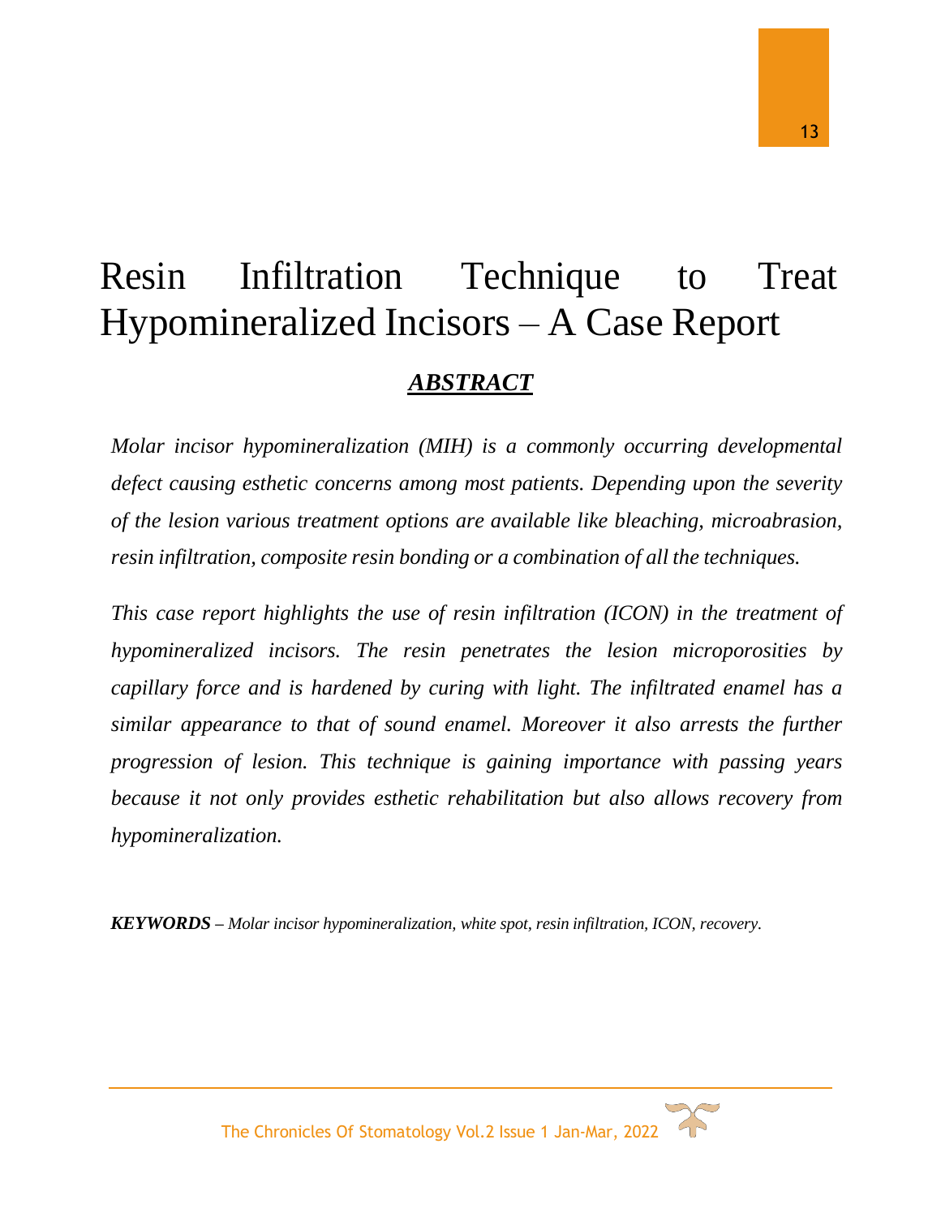# Resin Infiltration Technique to Treat Hypomineralized Incisors – A Case Report

## *ABSTRACT*

*Molar incisor hypomineralization (MIH) is a commonly occurring developmental defect causing esthetic concerns among most patients. Depending upon the severity of the lesion various treatment options are available like bleaching, microabrasion, resin infiltration, composite resin bonding or a combination of all the techniques.*

*This case report highlights the use of resin infiltration (ICON) in the treatment of hypomineralized incisors. The resin penetrates the lesion microporosities by capillary force and is hardened by curing with light. The infiltrated enamel has a similar appearance to that of sound enamel. Moreover it also arrests the further progression of lesion. This technique is gaining importance with passing years because it not only provides esthetic rehabilitation but also allows recovery from hypomineralization.*

***KEYWORDS** – Molar incisor hypomineralization, white spot, resin infiltration, ICON, recovery.*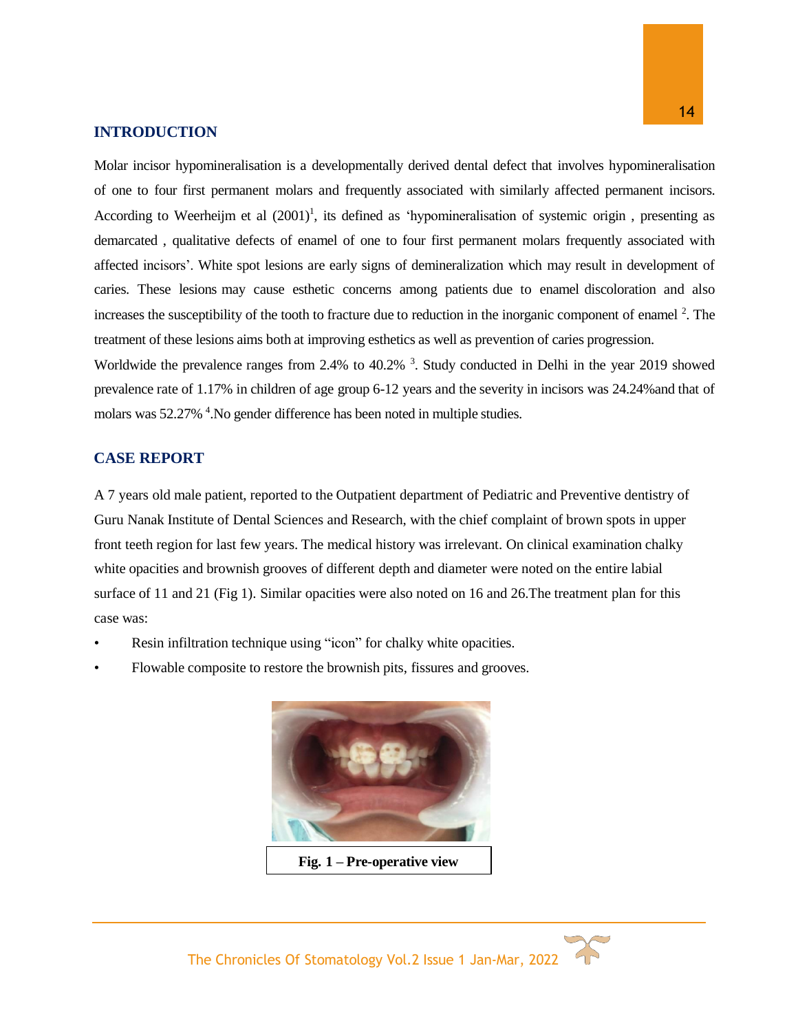## INTRODUCTION

Molar incisor hypomineralisation is a developmentally derived dental defect that involves hypomineralisation of one to four first permanent molars and frequently associated with similarly affected permanent incisors. According to Weerheijm et al (2001)[1], its defined as 'hypomineralisation of systemic origin , presenting as demarcated , qualitative defects of enamel of one to four first permanent molars frequently associated with affected incisors'. White spot lesions are early signs of demineralization which may result in development of caries. These lesions may cause esthetic concerns among patients due to enamel discoloration and also increases the susceptibility of the tooth to fracture due to reduction in the inorganic component of enamel [2]. The treatment of these lesions aims both at improving esthetics as well as prevention of caries progression.

Worldwide the prevalence ranges from 2.4% to 40.2% [3]. Study conducted in Delhi in the year 2019 showed prevalence rate of 1.17% in children of age group 6-12 years and the severity in incisors was 24.24%and that of molars was 52.27% [4].No gender difference has been noted in multiple studies.

## CASE REPORT

A 7 years old male patient, reported to the Outpatient department of Pediatric and Preventive dentistry of Guru Nanak Institute of Dental Sciences and Research, with the chief complaint of brown spots in upper front teeth region for last few years. The medical history was irrelevant. On clinical examination chalky white opacities and brownish grooves of different depth and diameter were noted on the entire labial surface of 11 and 21 (Fig 1). Similar opacities were also noted on 16 and 26.The treatment plan for this case was:

- Resin infiltration technique using "icon" for chalky white opacities.
- Flowable composite to restore the brownish pits, fissures and grooves.

**Fig. 1 – Pre-operative view**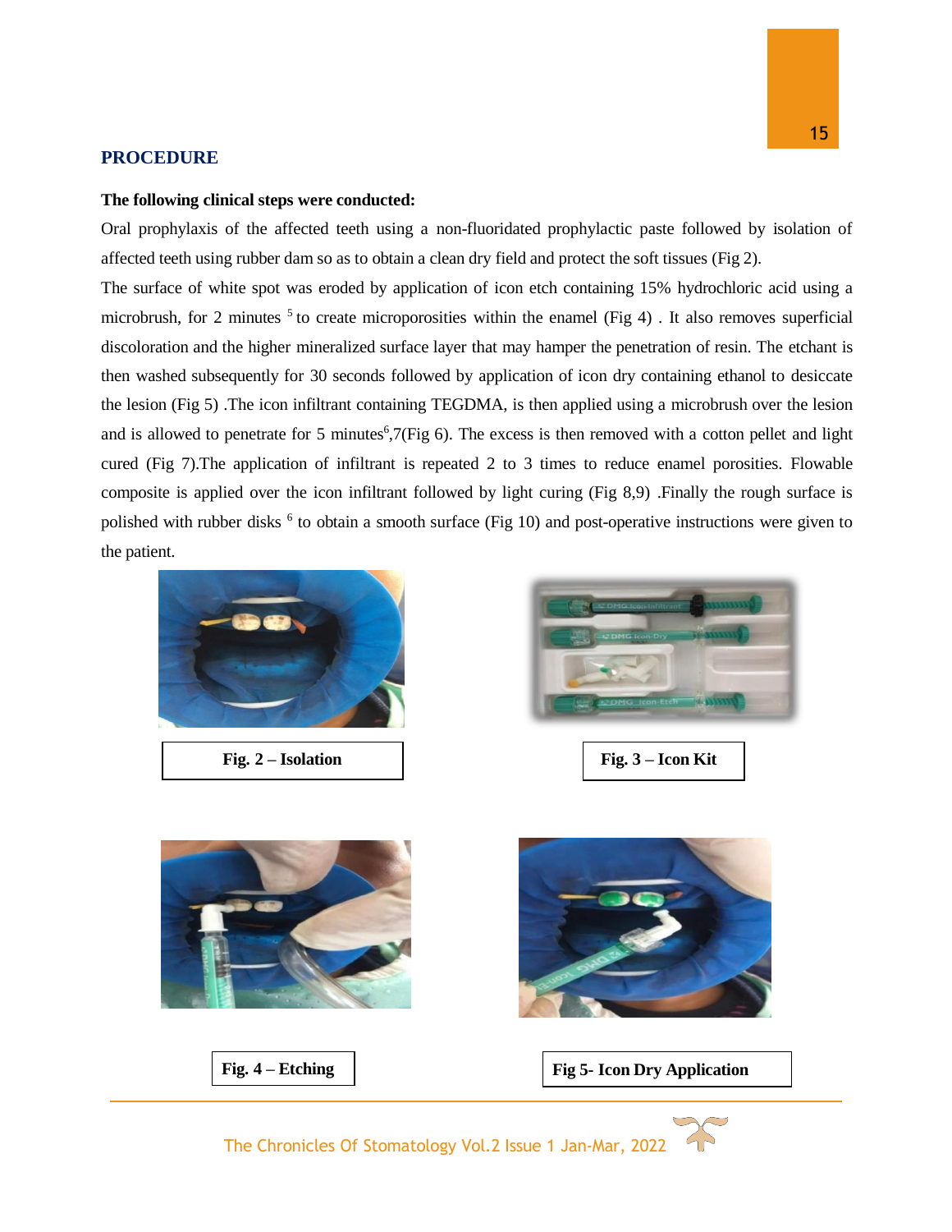## PROCEDURE

**The following clinical steps were conducted:**

Oral prophylaxis of the affected teeth using a non-fluoridated prophylactic paste followed by isolation of affected teeth using rubber dam so as to obtain a clean dry field and protect the soft tissues (Fig 2).

The surface of white spot was eroded by application of icon etch containing 15% hydrochloric acid using a microbrush, for 2 minutes [5] to create microporosities within the enamel (Fig 4) . It also removes superficial discoloration and the higher mineralized surface layer that may hamper the penetration of resin. The etchant is then washed subsequently for 30 seconds followed by application of icon dry containing ethanol to desiccate the lesion (Fig 5) .The icon infiltrant containing TEGDMA, is then applied using a microbrush over the lesion and is allowed to penetrate for 5 minutes[6],7(Fig 6). The excess is then removed with a cotton pellet and light cured (Fig 7).The application of infiltrant is repeated 2 to 3 times to reduce enamel porosities. Flowable composite is applied over the icon infiltrant followed by light curing (Fig 8,9) .Finally the rough surface is polished with rubber disks [6] to obtain a smooth surface (Fig 10) and post-operative instructions were given to the patient.

**Fig. 2 – Isolation**

**Fig. 3 – Icon Kit**

**Fig. 4 – Etching**

**Fig 5- Icon Dry Application**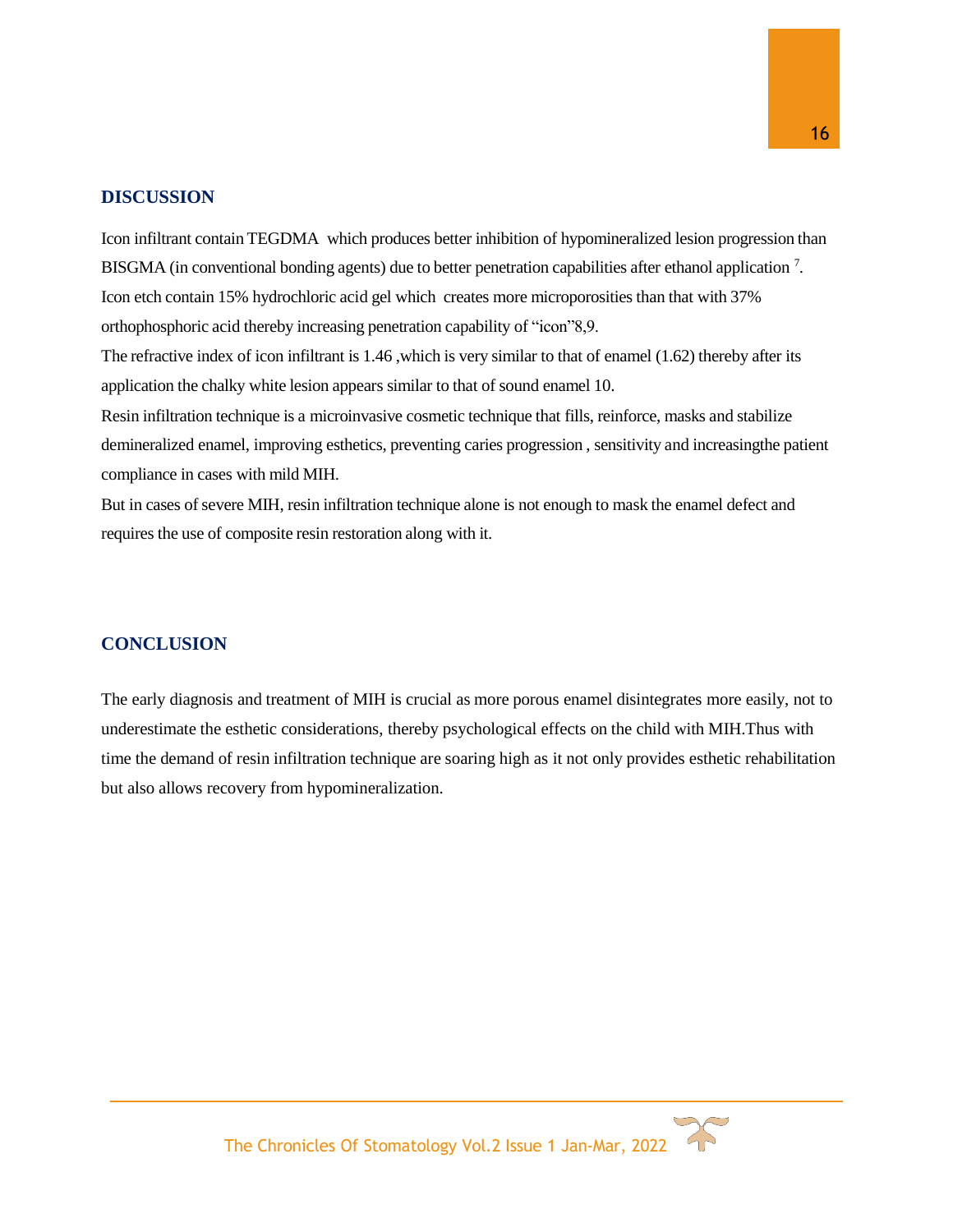## DISCUSSION

Icon infiltrant contain TEGDMA which produces better inhibition of hypomineralized lesion progression than BISGMA (in conventional bonding agents) due to better penetration capabilities after ethanol application [7]. Icon etch contain 15% hydrochloric acid gel which creates more microporosities than that with 37% orthophosphoric acid thereby increasing penetration capability of "icon"8,9.

The refractive index of icon infiltrant is 1.46 ,which is very similar to that of enamel (1.62) thereby after its application the chalky white lesion appears similar to that of sound enamel 10.

Resin infiltration technique is a microinvasive cosmetic technique that fills, reinforce, masks and stabilize demineralized enamel, improving esthetics, preventing caries progression , sensitivity and increasingthe patient compliance in cases with mild MIH.

But in cases of severe MIH, resin infiltration technique alone is not enough to mask the enamel defect and requires the use of composite resin restoration along with it.

## CONCLUSION

The early diagnosis and treatment of MIH is crucial as more porous enamel disintegrates more easily, not to underestimate the esthetic considerations, thereby psychological effects on the child with MIH.Thus with time the demand of resin infiltration technique are soaring high as it not only provides esthetic rehabilitation but also allows recovery from hypomineralization.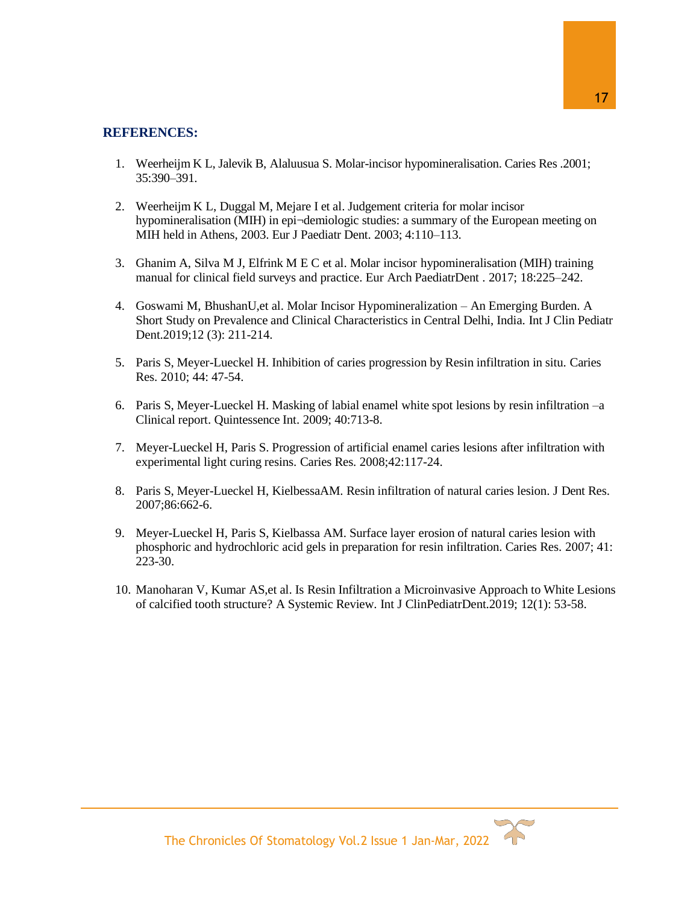## REFERENCES:

1. Weerheijm K L, Jalevik B, Alaluusua S. Molar-incisor hypomineralisation. Caries Res .2001; 35:390–391.

2. Weerheijm K L, Duggal M, Mejare I et al. Judgement criteria for molar incisor hypomineralisation (MIH) in epi¬demiologic studies: a summary of the European meeting on MIH held in Athens, 2003. Eur J Paediatr Dent. 2003; 4:110–113.

3. Ghanim A, Silva M J, Elfrink M E C et al. Molar incisor hypomineralisation (MIH) training manual for clinical field surveys and practice. Eur Arch PaediatrDent . 2017; 18:225–242.

4. Goswami M, BhushanU,et al. Molar Incisor Hypomineralization – An Emerging Burden. A Short Study on Prevalence and Clinical Characteristics in Central Delhi, India. Int J Clin Pediatr Dent.2019;12 (3): 211-214.

5. Paris S, Meyer-Lueckel H. Inhibition of caries progression by Resin infiltration in situ. Caries Res. 2010; 44: 47-54.

6. Paris S, Meyer-Lueckel H. Masking of labial enamel white spot lesions by resin infiltration –a Clinical report. Quintessence Int. 2009; 40:713-8.

7. Meyer-Lueckel H, Paris S. Progression of artificial enamel caries lesions after infiltration with experimental light curing resins. Caries Res. 2008;42:117-24.

8. Paris S, Meyer-Lueckel H, KielbessaAM. Resin infiltration of natural caries lesion. J Dent Res. 2007;86:662-6.

9. Meyer-Lueckel H, Paris S, Kielbassa AM. Surface layer erosion of natural caries lesion with phosphoric and hydrochloric acid gels in preparation for resin infiltration. Caries Res. 2007; 41: 223-30.

10. Manoharan V, Kumar AS,et al. Is Resin Infiltration a Microinvasive Approach to White Lesions of calcified tooth structure? A Systemic Review. Int J ClinPediatrDent.2019; 12(1): 53-58.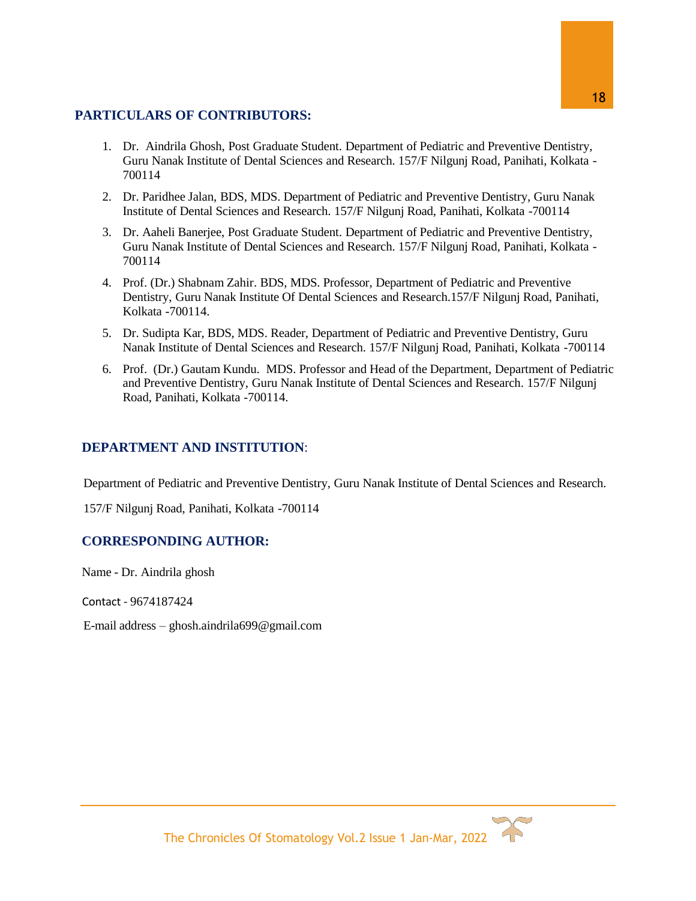## PARTICULARS OF CONTRIBUTORS:

1. Dr. Aindrila Ghosh, Post Graduate Student. Department of Pediatric and Preventive Dentistry, Guru Nanak Institute of Dental Sciences and Research. 157/F Nilgunj Road, Panihati, Kolkata - 700114
2. Dr. Paridhee Jalan, BDS, MDS. Department of Pediatric and Preventive Dentistry, Guru Nanak Institute of Dental Sciences and Research. 157/F Nilgunj Road, Panihati, Kolkata -700114
3. Dr. Aaheli Banerjee, Post Graduate Student. Department of Pediatric and Preventive Dentistry, Guru Nanak Institute of Dental Sciences and Research. 157/F Nilgunj Road, Panihati, Kolkata - 700114
4. Prof. (Dr.) Shabnam Zahir. BDS, MDS. Professor, Department of Pediatric and Preventive Dentistry, Guru Nanak Institute Of Dental Sciences and Research.157/F Nilgunj Road, Panihati, Kolkata -700114.
5. Dr. Sudipta Kar, BDS, MDS. Reader, Department of Pediatric and Preventive Dentistry, Guru Nanak Institute of Dental Sciences and Research. 157/F Nilgunj Road, Panihati, Kolkata -700114
6. Prof. (Dr.) Gautam Kundu. MDS. Professor and Head of the Department, Department of Pediatric and Preventive Dentistry, Guru Nanak Institute of Dental Sciences and Research. 157/F Nilgunj Road, Panihati, Kolkata -700114.

## DEPARTMENT AND INSTITUTION:

Department of Pediatric and Preventive Dentistry, Guru Nanak Institute of Dental Sciences and Research.

157/F Nilgunj Road, Panihati, Kolkata -700114

## CORRESPONDING AUTHOR:

Name - Dr. Aindrila ghosh

Contact - 9674187424

E-mail address – ghosh.aindrila699@gmail.com